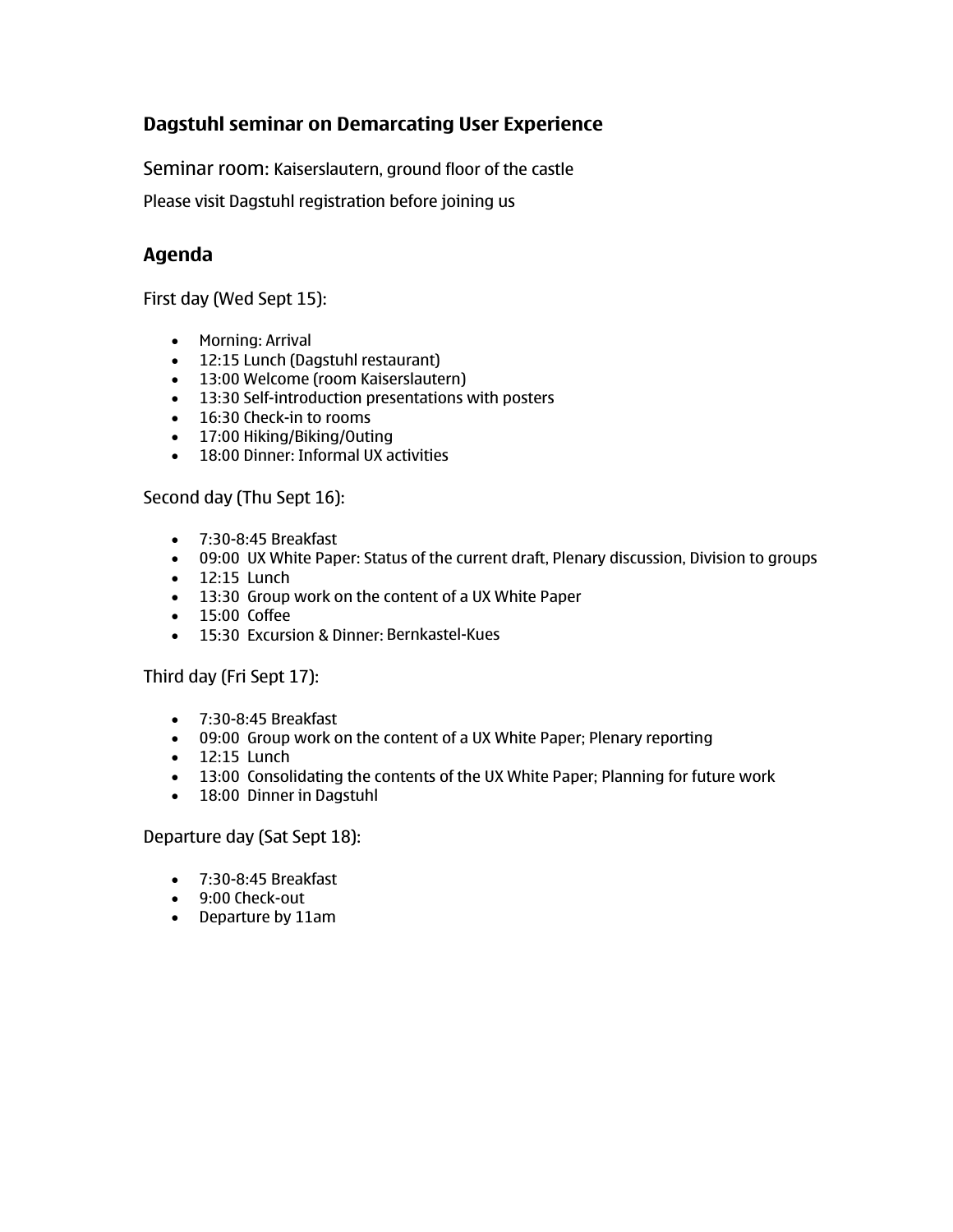## Dagstuhl seminar on Demarcating User Experience

Seminar room: Kaiserslautern, ground floor of the castle

Please visit Dagstuhl registration before joining us

## Agenda

First day (Wed Sept 15):

- Morning: Arrival
- 12:15 Lunch (Dagstuhl restaurant)
- 13:00 Welcome (room Kaiserslautern)
- 13:30 Self-introduction presentations with posters
- 16:30 Check-in to rooms
- 17:00 Hiking/Biking/Outing
- 18:00 Dinner: Informal UX activities

Second day (Thu Sept 16):

- 7:30-8:45 Breakfast
- 09:00 UX White Paper: Status of the current draft, Plenary discussion, Division to groups
- 12:15 Lunch
- 13:30 Group work on the content of a UX White Paper
- 15:00 Coffee
- 15:30 Excursion & Dinner: Bernkastel-Kues

Third day (Fri Sept 17):

- 7:30-8:45 Breakfast
- 09:00 Group work on the content of a UX White Paper; Plenary reporting
- 12:15 Lunch
- 13:00 Consolidating the contents of the UX White Paper; Planning for future work
- 18:00 Dinner in Dagstuhl

Departure day (Sat Sept 18):

- 7:30-8:45 Breakfast
- 9:00 Check-out
- Departure by 11am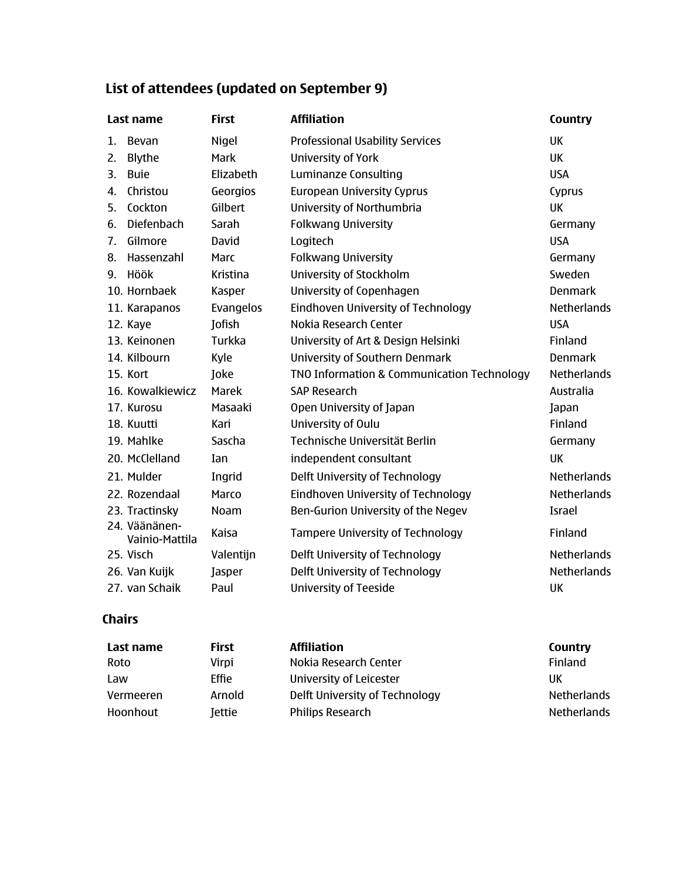## List of attendees (updated on September 9)

| | Last name | First | Affiliation | Country |
|---|---|---|---|---|
| 1. | Bevan | Nigel | Professional Usability Services | UK |
| 2. | Blythe | Mark | University of York | UK |
| 3. | Buie | Elizabeth | Luminanze Consulting | USA |
| 4. | Christou | Georgios | European University Cyprus | Cyprus |
| 5. | Cockton | Gilbert | University of Northumbria | UK |
| 6. | Diefenbach | Sarah | Folkwang University | Germany |
| 7. | Gilmore | David | Logitech | USA |
| 8. | Hassenzahl | Marc | Folkwang University | Germany |
| 9. | Höök | Kristina | University of Stockholm | Sweden |
| 10. | Hornbaek | Kasper | University of Copenhagen | Denmark |
| 11. | Karapanos | Evangelos | Eindhoven University of Technology | Netherlands |
| 12. | Kaye | Jofish | Nokia Research Center | USA |
| 13. | Keinonen | Turkka | University of Art & Design Helsinki | Finland |
| 14. | Kilbourn | Kyle | University of Southern Denmark | Denmark |
| 15. | Kort | Joke | TNO Information & Communication Technology | Netherlands |
| 16. | Kowalkiewicz | Marek | SAP Research | Australia |
| 17. | Kurosu | Masaaki | Open University of Japan | Japan |
| 18. | Kuutti | Kari | University of Oulu | Finland |
| 19. | Mahlke | Sascha | Technische Universität Berlin | Germany |
| 20. | McClelland | Ian | independent consultant | UK |
| 21. | Mulder | Ingrid | Delft University of Technology | Netherlands |
| 22. | Rozendaal | Marco | Eindhoven University of Technology | Netherlands |
| 23. | Tractinsky | Noam | Ben-Gurion University of the Negev | Israel |
| 24. | Väänänen-Vainio-Mattila | Kaisa | Tampere University of Technology | Finland |
| 25. | Visch | Valentijn | Delft University of Technology | Netherlands |
| 26. | Van Kuijk | Jasper | Delft University of Technology | Netherlands |
| 27. | van Schaik | Paul | University of Teeside | UK |

## Chairs

| Last name | First | Affiliation | Country |
|---|---|---|---|
| Roto | Virpi | Nokia Research Center | Finland |
| Law | Effie | University of Leicester | UK |
| Vermeeren | Arnold | Delft University of Technology | Netherlands |
| Hoonhout | Jettie | Philips Research | Netherlands |